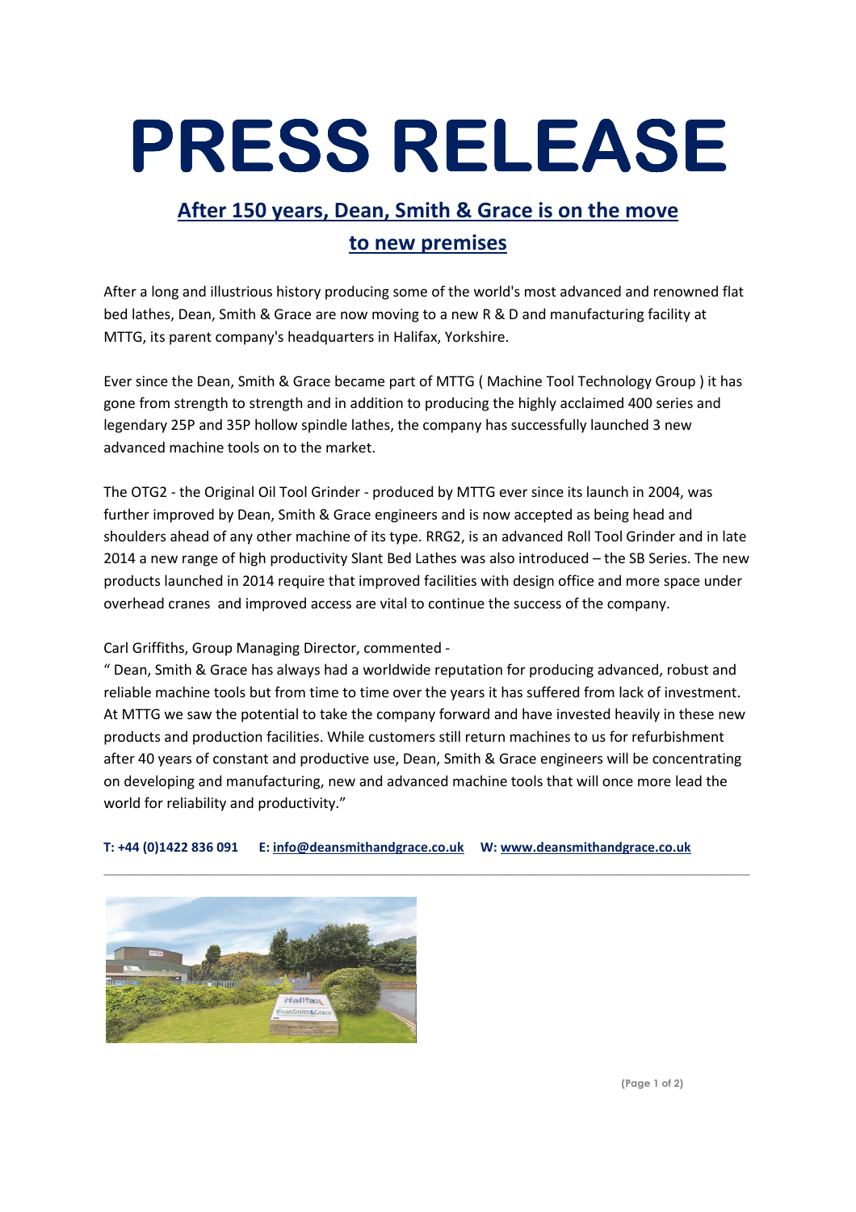# PRESS RELEASE

## After 150 years, Dean, Smith & Grace is on the move to new premises

After a long and illustrious history producing some of the world's most advanced and renowned flat bed lathes, Dean, Smith & Grace are now moving to a new R & D and manufacturing facility at MTTG, its parent company's headquarters in Halifax, Yorkshire.

Ever since the Dean, Smith & Grace became part of MTTG ( Machine Tool Technology Group ) it has gone from strength to strength and in addition to producing the highly acclaimed 400 series and legendary 25P and 35P hollow spindle lathes, the company has successfully launched 3 new advanced machine tools on to the market.

The OTG2 - the Original Oil Tool Grinder - produced by MTTG ever since its launch in 2004, was further improved by Dean, Smith & Grace engineers and is now accepted as being head and shoulders ahead of any other machine of its type. RRG2, is an advanced Roll Tool Grinder and in late 2014 a new range of high productivity Slant Bed Lathes was also introduced – the SB Series. The new products launched in 2014 require that improved facilities with design office and more space under overhead cranes and improved access are vital to continue the success of the company.

Carl Griffiths, Group Managing Director, commented -
" Dean, Smith & Grace has always had a worldwide reputation for producing advanced, robust and reliable machine tools but from time to time over the years it has suffered from lack of investment. At MTTG we saw the potential to take the company forward and have invested heavily in these new products and production facilities. While customers still return machines to us for refurbishment after 40 years of constant and productive use, Dean, Smith & Grace engineers will be concentrating on developing and manufacturing, new and advanced machine tools that will once more lead the world for reliability and productivity."

**T: +44 (0)1422 836 091 E: info@deansmithandgrace.co.uk W: www.deansmithandgrace.co.uk**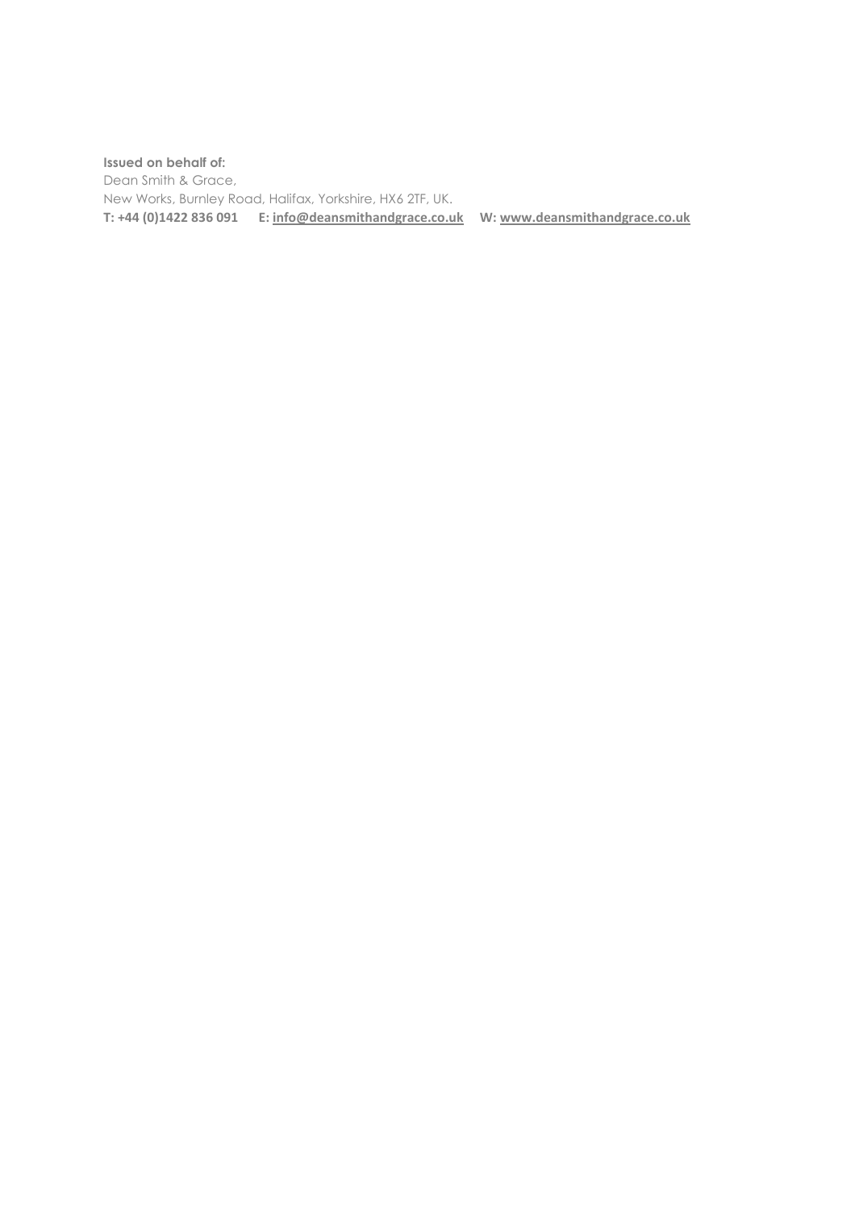**Issued on behalf of:**
Dean Smith & Grace,
New Works, Burnley Road, Halifax, Yorkshire, HX6 2TF, UK.
**T: +44 (0)1422 836 091  E: info@deansmithandgrace.co.uk  W: www.deansmithandgrace.co.uk**